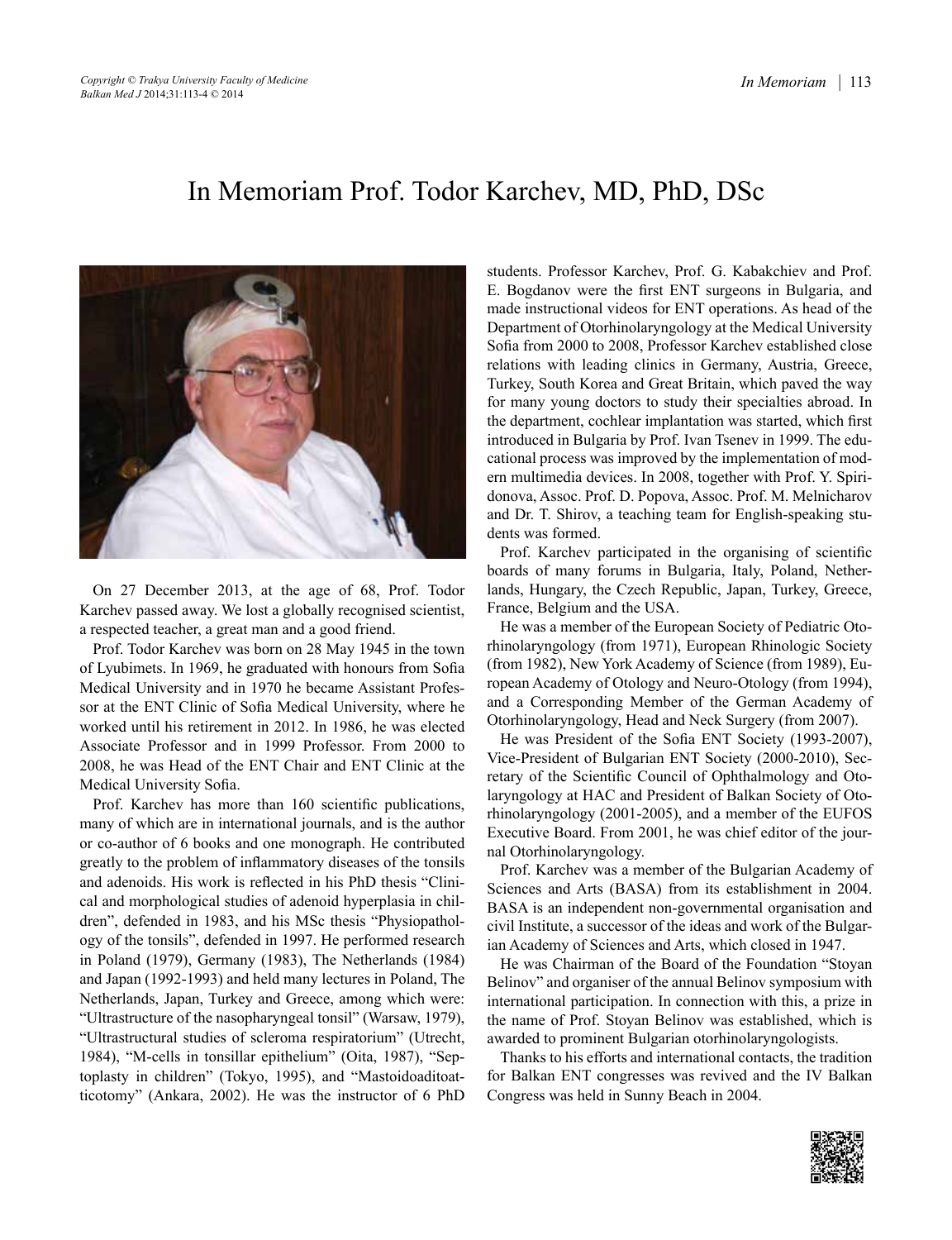# In Memoriam Prof. Todor Karchev, MD, PhD, DSc

On 27 December 2013, at the age of 68, Prof. Todor Karchev passed away. We lost a globally recognised scientist, a respected teacher, a great man and a good friend.

Prof. Todor Karchev was born on 28 May 1945 in the town of Lyubimets. In 1969, he graduated with honours from Sofia Medical University and in 1970 he became Assistant Professor at the ENT Clinic of Sofia Medical University, where he worked until his retirement in 2012. In 1986, he was elected Associate Professor and in 1999 Professor. From 2000 to 2008, he was Head of the ENT Chair and ENT Clinic at the Medical University Sofia.

Prof. Karchev has more than 160 scientific publications, many of which are in international journals, and is the author or co-author of 6 books and one monograph. He contributed greatly to the problem of inflammatory diseases of the tonsils and adenoids. His work is reflected in his PhD thesis "Clinical and morphological studies of adenoid hyperplasia in children", defended in 1983, and his MSc thesis "Physiopathology of the tonsils", defended in 1997. He performed research in Poland (1979), Germany (1983), The Netherlands (1984) and Japan (1992-1993) and held many lectures in Poland, The Netherlands, Japan, Turkey and Greece, among which were: "Ultrastructure of the nasopharyngeal tonsil" (Warsaw, 1979), "Ultrastructural studies of scleroma respiratorium" (Utrecht, 1984), "M-cells in tonsillar epithelium" (Oita, 1987), "Septoplasty in children" (Tokyo, 1995), and "Mastoidoaditoatticotomy" (Ankara, 2002). He was the instructor of 6 PhD students. Professor Karchev, Prof. G. Kabakchiev and Prof. E. Bogdanov were the first ENT surgeons in Bulgaria, and made instructional videos for ENT operations. As head of the Department of Otorhinolaryngology at the Medical University Sofia from 2000 to 2008, Professor Karchev established close relations with leading clinics in Germany, Austria, Greece, Turkey, South Korea and Great Britain, which paved the way for many young doctors to study their specialties abroad. In the department, cochlear implantation was started, which first introduced in Bulgaria by Prof. Ivan Tsenev in 1999. The educational process was improved by the implementation of modern multimedia devices. In 2008, together with Prof. Y. Spiridonova, Assoc. Prof. D. Popova, Assoc. Prof. M. Melnicharov and Dr. T. Shirov, a teaching team for English-speaking students was formed.

Prof. Karchev participated in the organising of scientific boards of many forums in Bulgaria, Italy, Poland, Netherlands, Hungary, the Czech Republic, Japan, Turkey, Greece, France, Belgium and the USA.

He was a member of the European Society of Pediatric Otorhinolaryngology (from 1971), European Rhinologic Society (from 1982), New York Academy of Science (from 1989), European Academy of Otology and Neuro-Otology (from 1994), and a Corresponding Member of the German Academy of Otorhinolaryngology, Head and Neck Surgery (from 2007).

He was President of the Sofia ENT Society (1993-2007), Vice-President of Bulgarian ENT Society (2000-2010), Secretary of the Scientific Council of Ophthalmology and Otolaryngology at HAC and President of Balkan Society of Otorhinolaryngology (2001-2005), and a member of the EUFOS Executive Board. From 2001, he was chief editor of the journal Otorhinolaryngology.

Prof. Karchev was a member of the Bulgarian Academy of Sciences and Arts (BASA) from its establishment in 2004. BASA is an independent non-governmental organisation and civil Institute, a successor of the ideas and work of the Bulgarian Academy of Sciences and Arts, which closed in 1947.

He was Chairman of the Board of the Foundation "Stoyan Belinov" and organiser of the annual Belinov symposium with international participation. In connection with this, a prize in the name of Prof. Stoyan Belinov was established, which is awarded to prominent Bulgarian otorhinolaryngologists.

Thanks to his efforts and international contacts, the tradition for Balkan ENT congresses was revived and the IV Balkan Congress was held in Sunny Beach in 2004.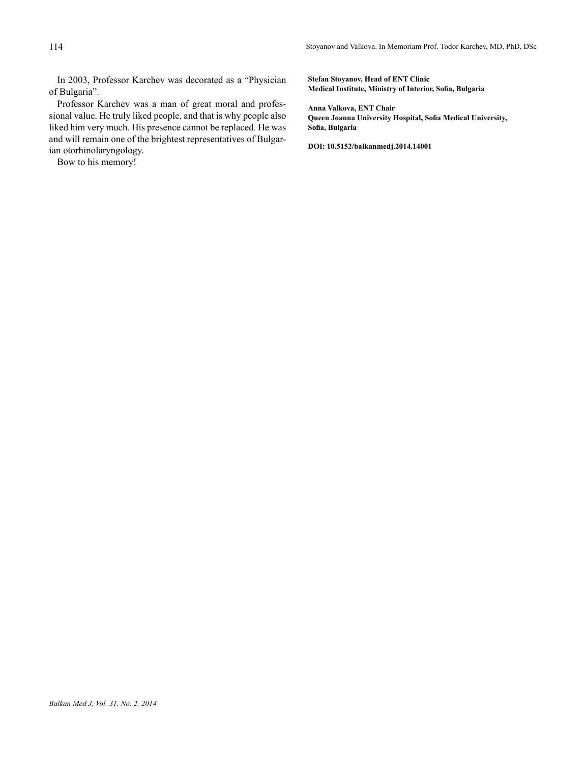In 2003, Professor Karchev was decorated as a "Physician of Bulgaria".

Professor Karchev was a man of great moral and professional value. He truly liked people, and that is why people also liked him very much. His presence cannot be replaced. He was and will remain one of the brightest representatives of Bulgarian otorhinolaryngology.

Bow to his memory!

**Stefan Stoyanov, Head of ENT Clinic**
**Medical Institute, Ministry of Interior, Sofia, Bulgaria**

**Anna Valkova, ENT Chair**
**Queen Joanna University Hospital, Sofia Medical University, Sofia, Bulgaria**

**DOI: 10.5152/balkanmedj.2014.14001**